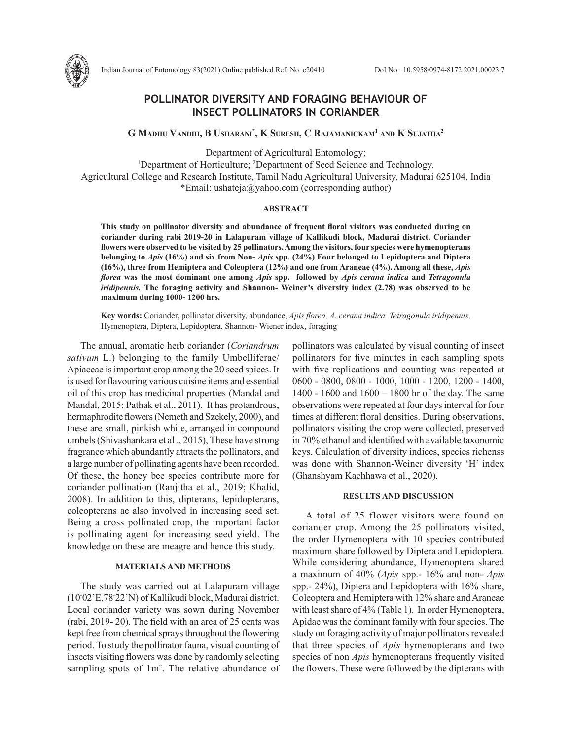# POLLINATOR DIVERSITY AND FORAGING BEHAVIOUR OF INSECT POLLINATORS IN CORIANDER

**G Madhu Vandhi, B Usharani*, K Suresh, C Rajamanickam[1] and K Sujatha[2]**

Department of Agricultural Entomology;
[1]Department of Horticulture; [2]Department of Seed Science and Technology,
Agricultural College and Research Institute, Tamil Nadu Agricultural University, Madurai 625104, India
*Email: ushateja@yahoo.com (corresponding author)

## ABSTRACT

**This study on pollinator diversity and abundance of frequent floral visitors was conducted during on coriander during rabi 2019-20 in Lalapuram village of Kallikudi block, Madurai district. Coriander flowers were observed to be visited by 25 pollinators. Among the visitors, four species were hymenopterans belonging to *Apis* (16%) and six from Non- *Apis* spp. (24%) Four belonged to Lepidoptera and Diptera (16%), three from Hemiptera and Coleoptera (12%) and one from Araneae (4%). Among all these, *Apis florea* was the most dominant one among *Apis* spp. followed by *Apis cerana indica* and *Tetragonula iridipennis.* The foraging activity and Shannon- Weiner's diversity index (2.78) was observed to be maximum during 1000- 1200 hrs.**

**Key words:** Coriander, pollinator diversity, abundance, *Apis florea, A. cerana indica, Tetragonula iridipennis,* Hymenoptera, Diptera, Lepidoptera, Shannon- Wiener index, foraging

The annual, aromatic herb coriander (*Coriandrum sativum* L.) belonging to the family Umbelliferae/ Apiaceae is important crop among the 20 seed spices. It is used for flavouring various cuisine items and essential oil of this crop has medicinal properties (Mandal and Mandal, 2015; Pathak et al., 2011). It has protandrous, hermaphrodite flowers (Nemeth and Szekely, 2000), and these are small, pinkish white, arranged in compound umbels (Shivashankara et al ., 2015), These have strong fragrance which abundantly attracts the pollinators, and a large number of pollinating agents have been recorded. Of these, the honey bee species contribute more for coriander pollination (Ranjitha et al., 2019; Khalid, 2008). In addition to this, dipterans, lepidopterans, coleopterans ae also involved in increasing seed set. Being a cross pollinated crop, the important factor is pollinating agent for increasing seed yield. The knowledge on these are meagre and hence this study.

## MATERIALS AND METHODS

The study was carried out at Lalapuram village (10°02'E,78°22'N) of Kallikudi block, Madurai district. Local coriander variety was sown during November (rabi, 2019- 20). The field with an area of 25 cents was kept free from chemical sprays throughout the flowering period. To study the pollinator fauna, visual counting of insects visiting flowers was done by randomly selecting sampling spots of 1m$^2$. The relative abundance of pollinators was calculated by visual counting of insect pollinators for five minutes in each sampling spots with five replications and counting was repeated at 0600 - 0800, 0800 - 1000, 1000 - 1200, 1200 - 1400, 1400 - 1600 and 1600 – 1800 hr of the day. The same observations were repeated at four days interval for four times at different floral densities. During observations, pollinators visiting the crop were collected, preserved in 70% ethanol and identified with available taxonomic keys. Calculation of diversity indices, species richenss was done with Shannon-Weiner diversity 'H' index (Ghanshyam Kachhawa et al., 2020).

## RESULTS AND DISCUSSION

A total of 25 flower visitors were found on coriander crop. Among the 25 pollinators visited, the order Hymenoptera with 10 species contributed maximum share followed by Diptera and Lepidoptera. While considering abundance, Hymenoptera shared a maximum of 40% (*Apis* spp.- 16% and non- *Apis* spp.- 24%), Diptera and Lepidoptera with 16% share, Coleoptera and Hemiptera with 12% share and Araneae with least share of 4% (Table 1). In order Hymenoptera, Apidae was the dominant family with four species. The study on foraging activity of major pollinators revealed that three species of *Apis* hymenopterans and two species of non *Apis* hymenopterans frequently visited the flowers. These were followed by the dipterans with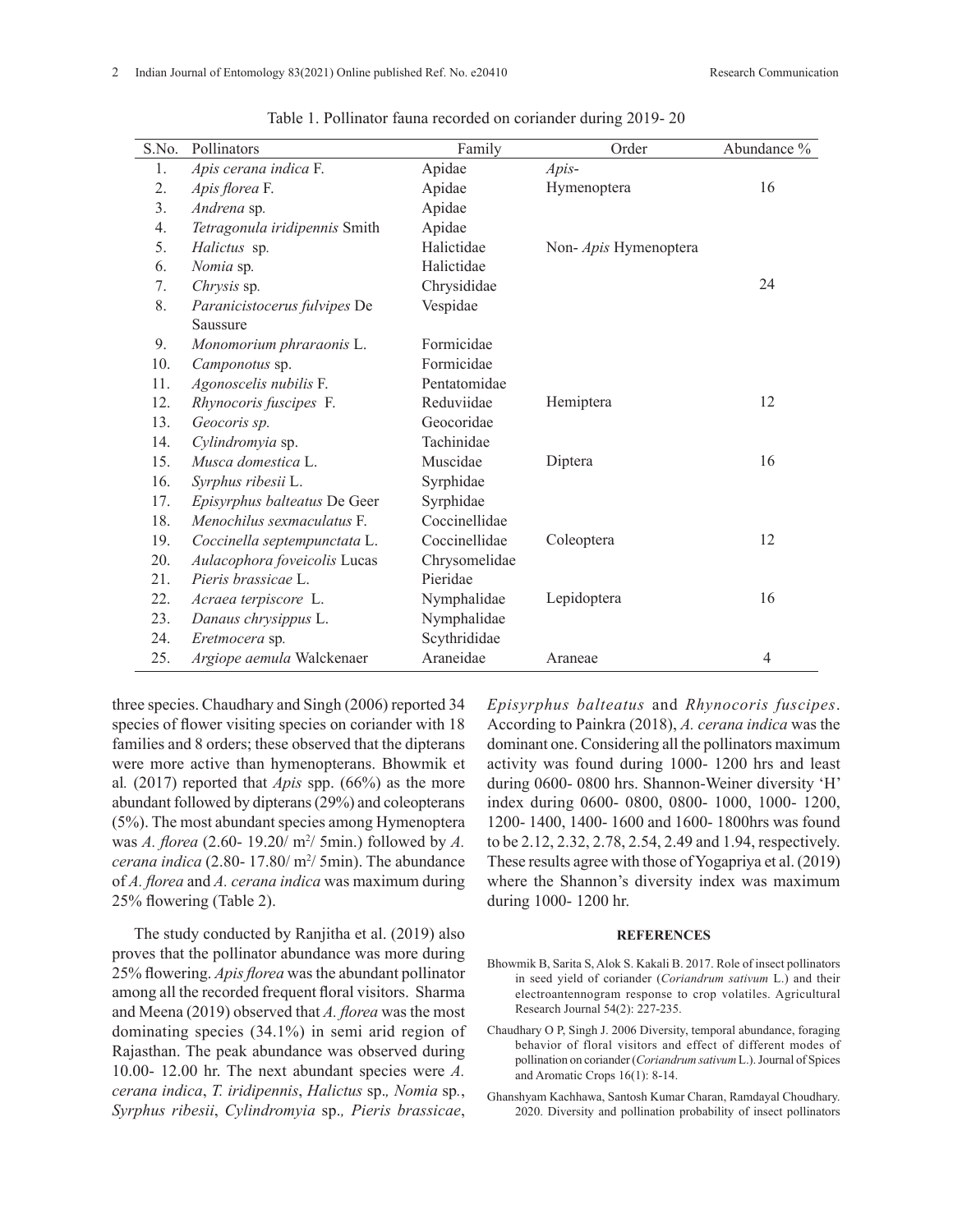Table 1. Pollinator fauna recorded on coriander during 2019- 20

| S.No. | Pollinators | Family | Order | Abundance % |
|---|---|---|---|---|
| 1. | *Apis cerana indica* F. | Apidae | *Apis*- | |
| 2. | *Apis florea* F. | Apidae | Hymenoptera | 16 |
| 3. | *Andrena* sp*.* | Apidae | | |
| 4. | *Tetragonula iridipennis* Smith | Apidae | | |
| 5. | *Halictus* sp*.* | Halictidae | Non- *Apis* Hymenoptera | |
| 6. | *Nomia* sp*.* | Halictidae | | |
| 7. | *Chrysis* sp*.* | Chrysididae | | 24 |
| 8. | *Paranicistocerus fulvipes* De Saussure | Vespidae | | |
| 9. | *Monomorium phraraonis* L. | Formicidae | | |
| 10. | *Camponotus* sp. | Formicidae | | |
| 11. | *Agonoscelis nubilis* F. | Pentatomidae | | |
| 12. | *Rhynocoris fuscipes* F. | Reduviidae | Hemiptera | 12 |
| 13. | *Geocoris sp.* | Geocoridae | | |
| 14. | *Cylindromyia* sp. | Tachinidae | | |
| 15. | *Musca domestica* L. | Muscidae | Diptera | 16 |
| 16. | *Syrphus ribesii* L. | Syrphidae | | |
| 17. | *Episyrphus balteatus* De Geer | Syrphidae | | |
| 18. | *Menochilus sexmaculatus* F. | Coccinellidae | | |
| 19. | *Coccinella septempunctata* L. | Coccinellidae | Coleoptera | 12 |
| 20. | *Aulacophora foveicolis* Lucas | Chrysomelidae | | |
| 21. | *Pieris brassicae* L. | Pieridae | | |
| 22. | *Acraea terpiscore* L. | Nymphalidae | Lepidoptera | 16 |
| 23. | *Danaus chrysippus* L. | Nymphalidae | | |
| 24. | *Eretmocera* sp*.* | Scythrididae | | |
| 25. | *Argiope aemula* Walckenaer | Araneidae | Araneae | 4 |

three species. Chaudhary and Singh (2006) reported 34 species of flower visiting species on coriander with 18 families and 8 orders; these observed that the dipterans were more active than hymenopterans. Bhowmik et al*.* (2017) reported that *Apis* spp. (66%) as the more abundant followed by dipterans (29%) and coleopterans (5%). The most abundant species among Hymenoptera was *A. florea* (2.60- 19.20/ $m^2$/ 5min.) followed by *A. cerana indica* (2.80- 17.80/ $m^2$/ 5min). The abundance of *A. florea* and *A. cerana indica* was maximum during 25% flowering (Table 2).

The study conducted by Ranjitha et al. (2019) also proves that the pollinator abundance was more during 25% flowering. *Apis florea* was the abundant pollinator among all the recorded frequent floral visitors. Sharma and Meena (2019) observed that *A. florea* was the most dominating species (34.1%) in semi arid region of Rajasthan. The peak abundance was observed during 10.00- 12.00 hr. The next abundant species were *A. cerana indica*, *T. iridipennis*, *Halictus* sp*.*, *Nomia* sp*.*, *Syrphus ribesii*, *Cylindromyia* sp*.*, *Pieris brassicae*, *Episyrphus balteatus* and *Rhynocoris fuscipes*. According to Painkra (2018), *A. cerana indica* was the dominant one. Considering all the pollinators maximum activity was found during 1000- 1200 hrs and least during 0600- 0800 hrs. Shannon-Weiner diversity 'H' index during 0600- 0800, 0800- 1000, 1000- 1200, 1200- 1400, 1400- 1600 and 1600- 1800hrs was found to be 2.12, 2.32, 2.78, 2.54, 2.49 and 1.94, respectively. These results agree with those of Yogapriya et al. (2019) where the Shannon's diversity index was maximum during 1000- 1200 hr.

## REFERENCES

Bhowmik B, Sarita S, Alok S. Kakali B. 2017. Role of insect pollinators in seed yield of coriander (*Coriandrum sativum* L.) and their electroantennogram response to crop volatiles. Agricultural Research Journal 54(2): 227-235.

Chaudhary O P, Singh J. 2006 Diversity, temporal abundance, foraging behavior of floral visitors and effect of different modes of pollination on coriander (*Coriandrum sativum* L.). Journal of Spices and Aromatic Crops 16(1): 8-14.

Ghanshyam Kachhawa, Santosh Kumar Charan, Ramdayal Choudhary. 2020. Diversity and pollination probability of insect pollinators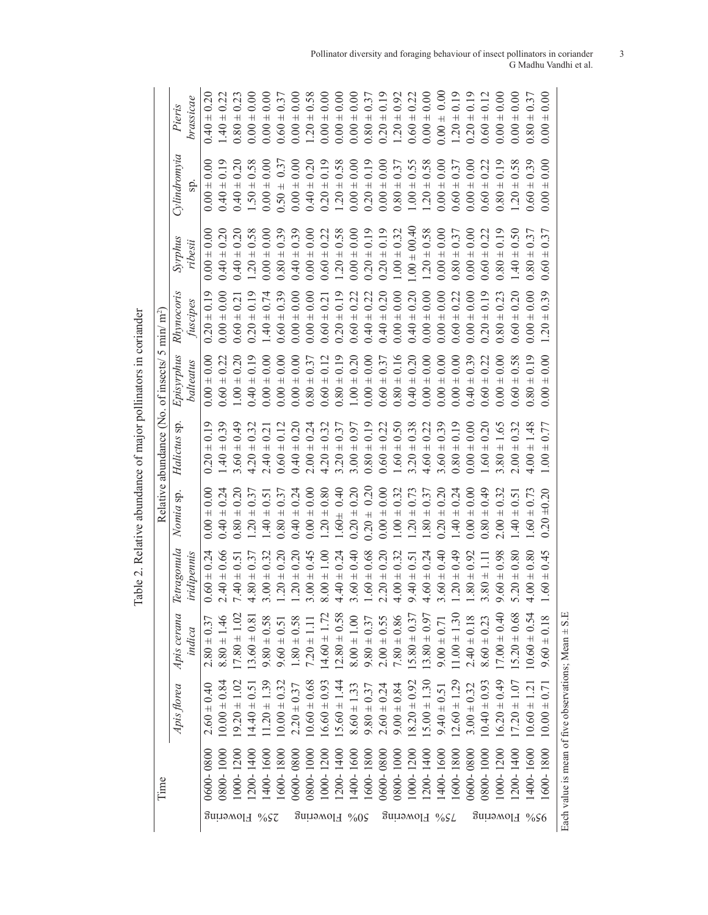Table 2. Relative abundance of major pollinators in coriander

| Time | | Relative abundance (No. of insects/ 5 min/ m$^2$) | | | | | | | | | | |
|---|---|---|---|---|---|---|---|---|---|---|---|---|
| | | *Apis florea* | *Apis cerana indica* | *Tetragonula iridipennis* | *Nomia* sp. | *Halictus* sp. | *Episyrphus balteatus* | *Rhynocoris fuscipes* | *Syrphus ribesii* | *Cylindromyia* sp. | *Pieris brassicae* |
| 25% Flowering | 0600- 0800 | 2.60 ± 0.40 | 2.80 ± 0.37 | 0.60 ± 0.24 | 0.00 ± 0.00 | 0.20 ± 0.19 | 0.00 ± 0.00 | 0.20 ± 0.19 | 0.00 ± 0.00 | 0.00 ± 0.00 | 0.40 ± 0.20 |
| | 0800- 1000 | 10.00 ± 0.84 | 8.80 ± 1.46 | 2.40 ± 0.66 | 0.40 ± 0.24 | 1.40 ± 0.39 | 0.60 ± 0.22 | 0.00 ± 0.00 | 0.40 ± 0.20 | 0.40 ± 0.19 | 1.40 ± 0.22 |
| | 1000- 1200 | 19.20 ± 1.02 | 17.80 ± 1.02 | 7.40 ± 0.51 | 0.80 ± 0.20 | 3.60 ± 0.49 | 1.00 ± 0.20 | 0.60 ± 0.21 | 0.40 ± 0.20 | 0.40 ± 0.20 | 0.80 ± 0.23 |
| | 1200- 1400 | 14.40 ± 0.51 | 13.60 ± 0.81 | 4.80 ± 0.37 | 1.20 ± 0.37 | 4.20 ± 0.32 | 0.40 ± 0.19 | 0.20 ± 0.19 | 1.20 ± 0.58 | 1.50 ± 0.58 | 0.00 ± 0.00 |
| | 1400- 1600 | 11.20 ± 1.39 | 9.80 ± 0.58 | 3.00 ± 0.32 | 1.40 ± 0.51 | 2.40 ± 0.21 | 0.00 ± 0.00 | 1.40 ± 0.74 | 0.00 ± 0.00 | 0.00 ± 0.00 | 0.00 ± 0.00 |
| | 1600- 1800 | 10.00 ± 0.32 | 9.60 ± 0.51 | 1.20 ± 0.20 | 0.80 ± 0.37 | 0.60 ± 0.12 | 0.00 ± 0.00 | 0.60 ± 0.39 | 0.80 ± 0.39 | 0.50 ± 0.37 | 0.60 ± 0.37 |
| 50% Flowering | 0600- 0800 | 2.20 ± 0.37 | 1.80 ± 0.58 | 1.20 ± 0.20 | 0.40 ± 0.24 | 0.40 ± 0.20 | 0.00 ± 0.00 | 0.00 ± 0.00 | 0.40 ± 0.39 | 0.00 ± 0.00 | 0.00 ± 0.00 |
| | 0800- 1000 | 10.60 ± 0.68 | 7.20 ± 1.11 | 3.00 ± 0.45 | 0.00 ± 0.00 | 2.00 ± 0.24 | 0.80 ± 0.37 | 0.00 ± 0.00 | 0.00 ± 0.00 | 0.40 ± 0.20 | 1.20 ± 0.58 |
| | 1000- 1200 | 16.60 ± 0.93 | 14.60 ± 1.72 | 8.00 ± 1.00 | 1.20 ± 0.80 | 4.20 ± 0.32 | 0.60 ± 0.12 | 0.60 ± 0.21 | 0.60 ± 0.22 | 0.20 ± 0.19 | 0.00 ± 0.00 |
| | 1200- 1400 | 15.60 ± 1.44 | 12.80 ± 0.58 | 4.40 ± 0.24 | 1.60± 0.40 | 3.20 ± 0.37 | 0.80 ± 0.19 | 0.20 ± 0.19 | 1.20 ± 0.58 | 1.20 ± 0.58 | 0.00 ± 0.00 |
| | 1400- 1600 | 8.60 ± 1.33 | 8.00 ± 1.00 | 3.60 ± 0.40 | 0.20 ± 0.20 | 3.00 ± 0.97 | 1.00 ± 0.20 | 0.60 ± 0.22 | 0.00 ± 0.00 | 0.00 ± 0.00 | 0.00 ± 0.00 |
| | 1600- 1800 | 9.80 ± 0.37 | 9.80 ± 0.37 | 1.60 ± 0.68 | 0.20 ± 0.20 | 0.80 ± 0.19 | 0.00 ± 0.00 | 0.40 ± 0.22 | 0.20 ± 0.19 | 0.20 ± 0.19 | 0.80 ± 0.37 |
| 75% Flowering | 0600- 0800 | 2.60 ± 0.24 | 2.00 ± 0.55 | 2.20 ± 0.20 | 0.00 ± 0.00 | 0.60 ± 0.22 | 0.60 ± 0.37 | 0.40 ± 0.20 | 0.20 ± 0.19 | 0.00 ± 0.00 | 0.20 ± 0.19 |
| | 0800- 1000 | 9.00 ± 0.84 | 7.80 ± 0.86 | 4.00 ± 0.32 | 1.00 ± 0.32 | 1.60 ± 0.50 | 0.80 ± 0.16 | 0.00 ± 0.00 | 1.00 ± 0.32 | 0.80 ± 0.37 | 1.20 ± 0.92 |
| | 1000- 1200 | 18.20 ± 0.92 | 15.80 ± 0.37 | 9.40 ± 0.51 | 1.20 ± 0.73 | 3.20 ± 0.38 | 0.40 ± 0.20 | 0.40 ± 0.20 | 1.00 ± 00.40 | 1.00 ± 0.55 | 0.60 ± 0.22 |
| | 1200- 1400 | 15.00 ± 1.30 | 13.80 ± 0.97 | 4.60 ± 0.24 | 1.80 ± 0.37 | 4.60 ± 0.22 | 0.00 ± 0.00 | 0.00 ± 0.00 | 1.20 ± 0.58 | 1.20 ± 0.58 | 0.00 ± 0.00 |
| | 1400- 1600 | 9.40 ± 0.51 | 9.00 ± 0.71 | 3.60 ± 0.40 | 0.20 ± 0.20 | 3.60 ± 0.39 | 0.00 ± 0.00 | 0.00 ± 0.00 | 0.00 ± 0.00 | 0.00 ± 0.00 | 0.00 ± 0.00 |
| | 1600- 1800 | 12.60 ± 1.29 | 11.00 ± 1.30 | 1.20 ± 0.49 | 1.40 ± 0.24 | 0.80 ± 0.19 | 0.00 ± 0.00 | 0.60 ± 0.22 | 0.80 ± 0.37 | 0.60 ± 0.37 | 1.20 ± 0.19 |
| 95% Flowering | 0600- 0800 | 3.00 ± 0.32 | 2.40 ± 0.18 | 1.80 ± 0.92 | 0.00 ± 0.00 | 0.00 ± 0.00 | 0.40 ± 0.39 | 0.00 ± 0.00 | 0.00 ± 0.00 | 0.00 ± 0.00 | 0.20 ± 0.19 |
| | 0800- 1000 | 10.40 ± 0.93 | 8.60 ± 0.23 | 3.80 ± 1.11 | 0.80 ± 0.49 | 1.60 ± 0.20 | 0.60 ± 0.22 | 0.20 ± 0.19 | 0.60 ± 0.22 | 0.60 ± 0.22 | 0.60 ± 0.12 |
| | 1000- 1200 | 16.20 ± 0.49 | 17.00 ± 0.40 | 9.60 ± 0.98 | 2.00 ± 0.32 | 3.80 ± 1.65 | 0.00 ± 0.00 | 0.80 ± 0.23 | 0.80 ± 0.19 | 0.80 ± 0.19 | 0.00 ± 0.00 |
| | 1200- 1400 | 17.20 ± 1.07 | 15.20 ± 0.68 | 5.20 ± 0.80 | 1.40 ± 0.51 | 2.00 ± 0.32 | 0.60 ± 0.58 | 0.60 ± 0.20 | 1.40 ± 0.50 | 1.20 ± 0.58 | 0.00 ± 0.00 |
| | 1400- 1600 | 10.60 ± 1.21 | 10.60 ± 0.54 | 4.00 ± 0.80 | 1.60 ± 0.73 | 4.00 ± 1.48 | 0.80 ± 0.19 | 0.00 ± 0.00 | 0.80 ± 0.37 | 0.60 ± 0.39 | 0.80 ± 0.37 |
| | 1600- 1800 | 10.00 ± 0.71 | 9.60 ± 0.18 | 1.60 ± 0.45 | 0.20 ±0.20 | 1.00 ± 0.77 | 0.00 ± 0.00 | 1.20 ± 0.39 | 0.60 ± 0.37 | 0.00 ± 0.00 | 0.00 ± 0.00 |

Each value is mean of five observations; Mean ± S.E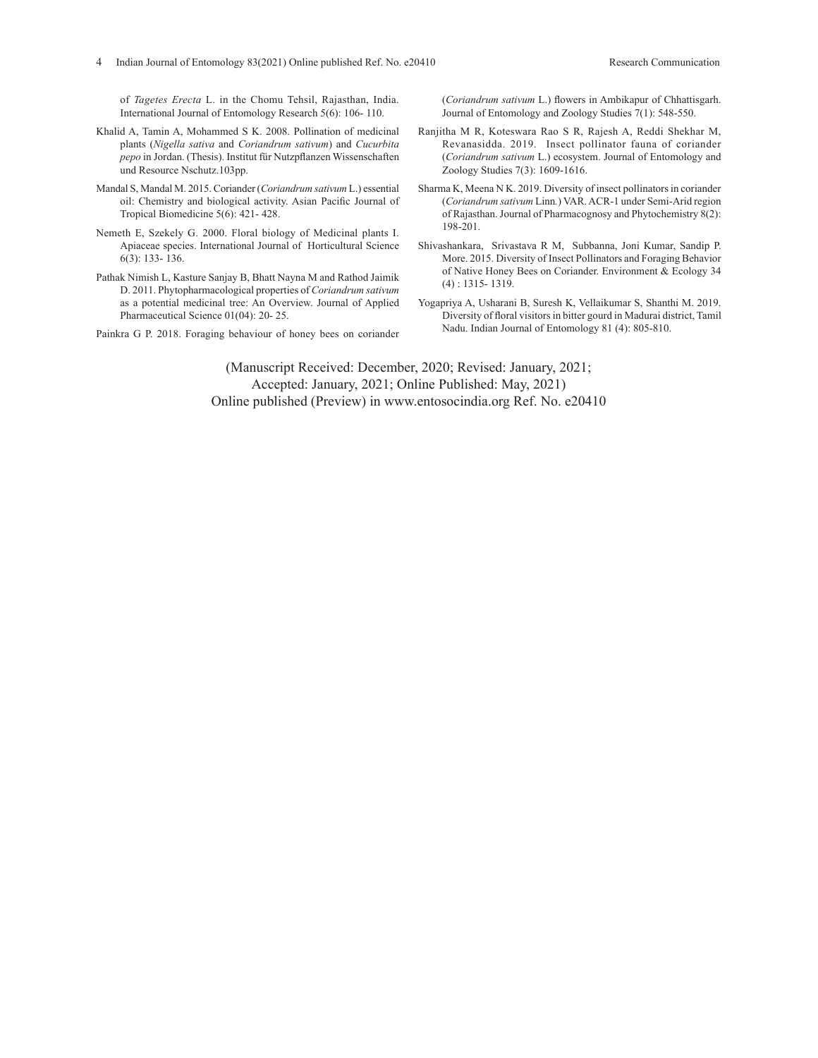of *Tagetes Erecta* L. in the Chomu Tehsil, Rajasthan, India. International Journal of Entomology Research 5(6): 106- 110.

Khalid A, Tamin A, Mohammed S K. 2008. Pollination of medicinal plants (*Nigella sativa* and *Coriandrum sativum*) and *Cucurbita pepo* in Jordan. (Thesis). Institut für Nutzpflanzen Wissenschaften und Resource Nschutz.103pp.

Mandal S, Mandal M. 2015. Coriander (*Coriandrum sativum* L.) essential oil: Chemistry and biological activity. Asian Pacific Journal of Tropical Biomedicine 5(6): 421- 428.

Nemeth E, Szekely G. 2000. Floral biology of Medicinal plants I. Apiaceae species. International Journal of Horticultural Science 6(3): 133- 136.

Pathak Nimish L, Kasture Sanjay B, Bhatt Nayna M and Rathod Jaimik D. 2011. Phytopharmacological properties of *Coriandrum sativum* as a potential medicinal tree: An Overview. Journal of Applied Pharmaceutical Science 01(04): 20- 25.

Painkra G P. 2018. Foraging behaviour of honey bees on coriander (*Coriandrum sativum* L.) flowers in Ambikapur of Chhattisgarh. Journal of Entomology and Zoology Studies 7(1): 548-550.

Ranjitha M R, Koteswara Rao S R, Rajesh A, Reddi Shekhar M, Revanasidda. 2019. Insect pollinator fauna of coriander (*Coriandrum sativum* L.) ecosystem. Journal of Entomology and Zoology Studies 7(3): 1609-1616.

Sharma K, Meena N K. 2019. Diversity of insect pollinators in coriander (*Coriandrum sativum* Linn.) VAR. ACR-1 under Semi-Arid region of Rajasthan. Journal of Pharmacognosy and Phytochemistry 8(2): 198-201.

Shivashankara, Srivastava R M, Subbanna, Joni Kumar, Sandip P. More. 2015. Diversity of Insect Pollinators and Foraging Behavior of Native Honey Bees on Coriander. Environment & Ecology 34 (4) : 1315- 1319.

Yogapriya A, Usharani B, Suresh K, Vellaikumar S, Shanthi M. 2019. Diversity of floral visitors in bitter gourd in Madurai district, Tamil Nadu. Indian Journal of Entomology 81 (4): 805-810.

(Manuscript Received: December, 2020; Revised: January, 2021; Accepted: January, 2021; Online Published: May, 2021)
Online published (Preview) in www.entosocindia.org Ref. No. e20410